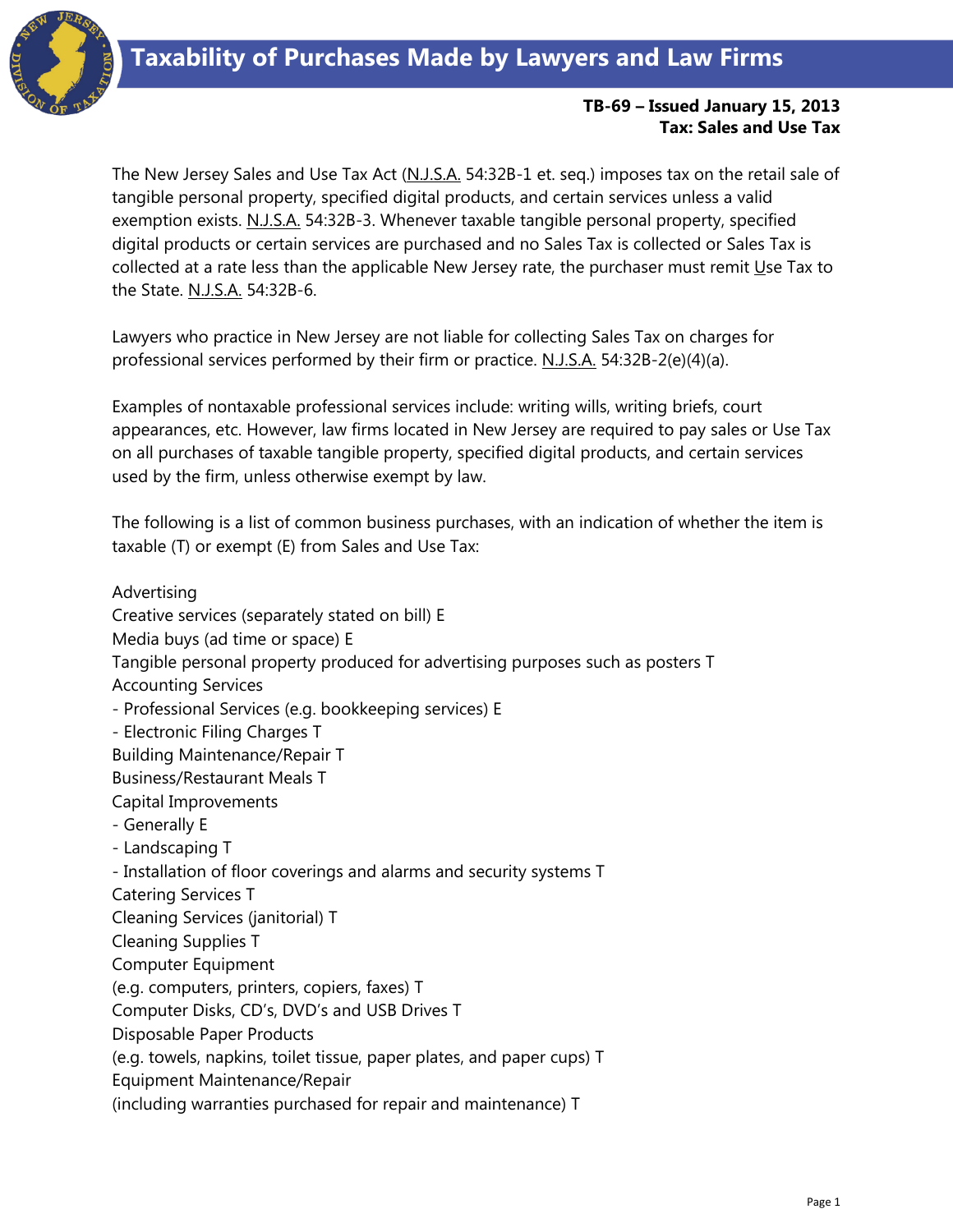# Taxability of Purchases Made by Lawyers and Law Firms

**TB-69 – Issued January 15, 2013**
**Tax: Sales and Use Tax**

The New Jersey Sales and Use Tax Act (N.J.S.A. 54:32B-1 et. seq.) imposes tax on the retail sale of tangible personal property, specified digital products, and certain services unless a valid exemption exists. N.J.S.A. 54:32B-3. Whenever taxable tangible personal property, specified digital products or certain services are purchased and no Sales Tax is collected or Sales Tax is collected at a rate less than the applicable New Jersey rate, the purchaser must remit Use Tax to the State. N.J.S.A. 54:32B-6.

Lawyers who practice in New Jersey are not liable for collecting Sales Tax on charges for professional services performed by their firm or practice. N.J.S.A. 54:32B-2(e)(4)(a).

Examples of nontaxable professional services include: writing wills, writing briefs, court appearances, etc. However, law firms located in New Jersey are required to pay sales or Use Tax on all purchases of taxable tangible property, specified digital products, and certain services used by the firm, unless otherwise exempt by law.

The following is a list of common business purchases, with an indication of whether the item is taxable (T) or exempt (E) from Sales and Use Tax:

Advertising
Creative services (separately stated on bill) E
Media buys (ad time or space) E
Tangible personal property produced for advertising purposes such as posters T
Accounting Services
- Professional Services (e.g. bookkeeping services) E
- Electronic Filing Charges T
Building Maintenance/Repair T
Business/Restaurant Meals T
Capital Improvements
- Generally E
- Landscaping T
- Installation of floor coverings and alarms and security systems T
Catering Services T
Cleaning Services (janitorial) T
Cleaning Supplies T
Computer Equipment
(e.g. computers, printers, copiers, faxes) T
Computer Disks, CD's, DVD's and USB Drives T
Disposable Paper Products
(e.g. towels, napkins, toilet tissue, paper plates, and paper cups) T
Equipment Maintenance/Repair
(including warranties purchased for repair and maintenance) T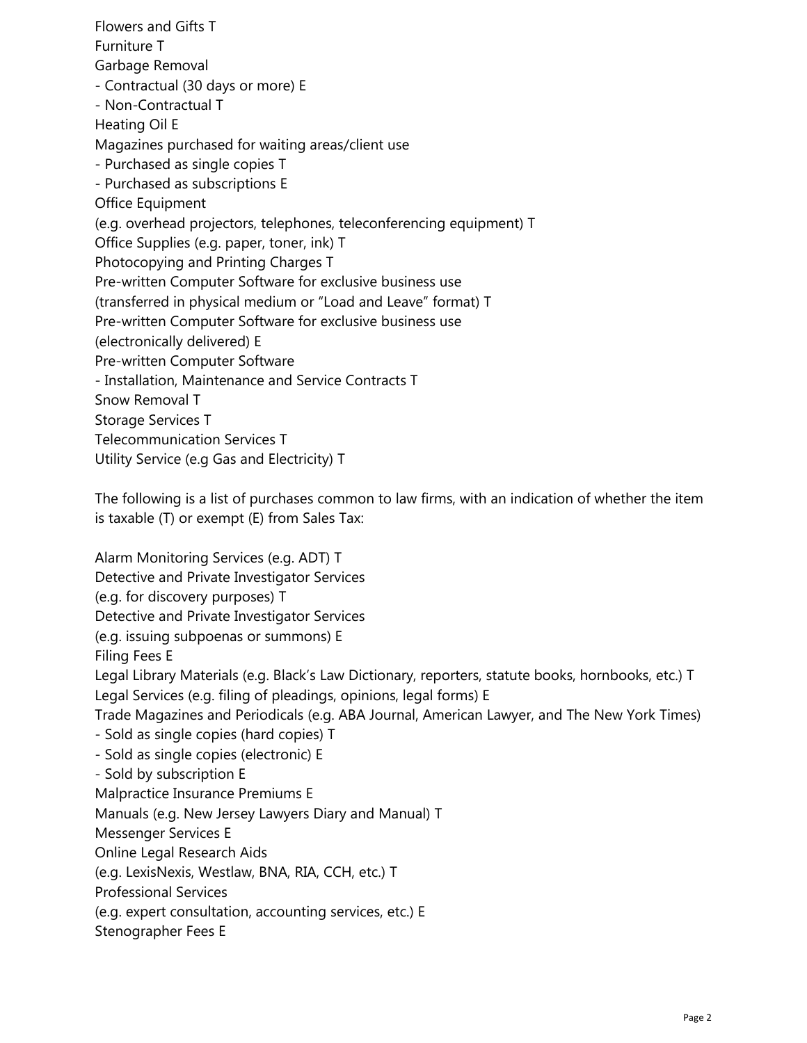Flowers and Gifts T
Furniture T
Garbage Removal
- Contractual (30 days or more) E
- Non-Contractual T

Heating Oil E
Magazines purchased for waiting areas/client use
- Purchased as single copies T
- Purchased as subscriptions E

Office Equipment
(e.g. overhead projectors, telephones, teleconferencing equipment) T
Office Supplies (e.g. paper, toner, ink) T
Photocopying and Printing Charges T
Pre-written Computer Software for exclusive business use
(transferred in physical medium or "Load and Leave" format) T
Pre-written Computer Software for exclusive business use
(electronically delivered) E
Pre-written Computer Software
- Installation, Maintenance and Service Contracts T

Snow Removal T
Storage Services T
Telecommunication Services T
Utility Service (e.g Gas and Electricity) T

The following is a list of purchases common to law firms, with an indication of whether the item is taxable (T) or exempt (E) from Sales Tax:

Alarm Monitoring Services (e.g. ADT) T
Detective and Private Investigator Services
(e.g. for discovery purposes) T
Detective and Private Investigator Services
(e.g. issuing subpoenas or summons) E
Filing Fees E
Legal Library Materials (e.g. Black's Law Dictionary, reporters, statute books, hornbooks, etc.) T
Legal Services (e.g. filing of pleadings, opinions, legal forms) E
Trade Magazines and Periodicals (e.g. ABA Journal, American Lawyer, and The New York Times)
- Sold as single copies (hard copies) T
- Sold as single copies (electronic) E
- Sold by subscription E

Malpractice Insurance Premiums E
Manuals (e.g. New Jersey Lawyers Diary and Manual) T
Messenger Services E
Online Legal Research Aids
(e.g. LexisNexis, Westlaw, BNA, RIA, CCH, etc.) T
Professional Services
(e.g. expert consultation, accounting services, etc.) E
Stenographer Fees E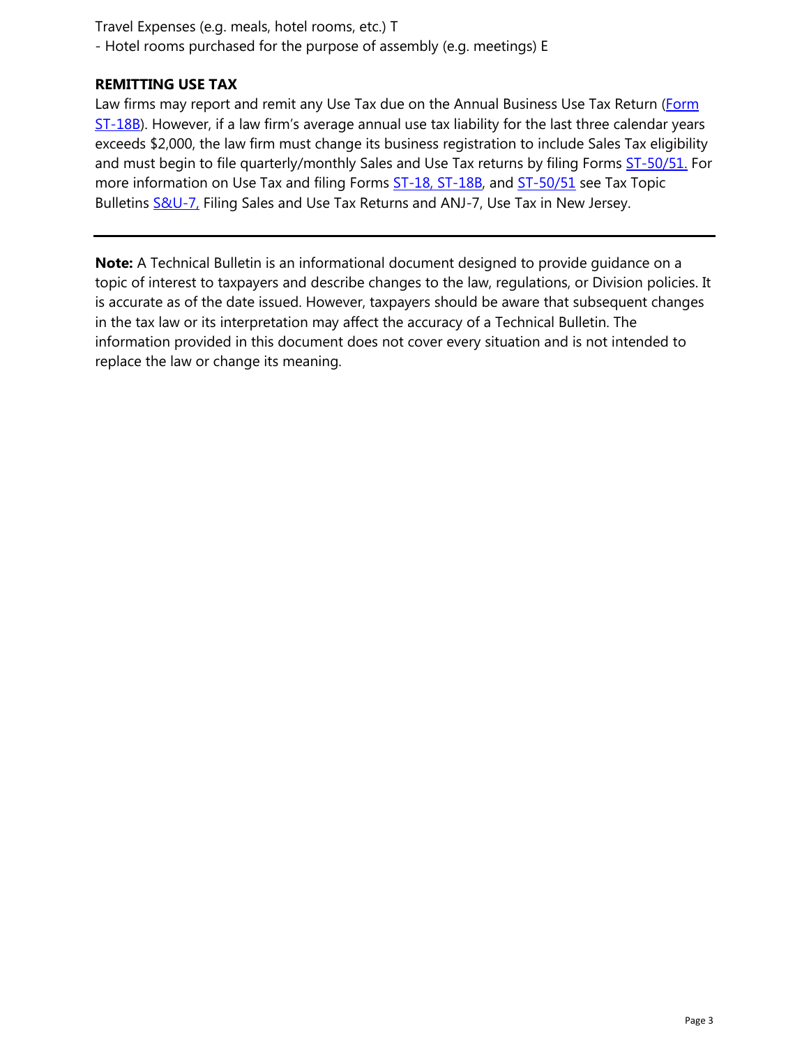Travel Expenses (e.g. meals, hotel rooms, etc.) T

- Hotel rooms purchased for the purpose of assembly (e.g. meetings) E

**REMITTING USE TAX**

Law firms may report and remit any Use Tax due on the Annual Business Use Tax Return (Form ST-18B). However, if a law firm's average annual use tax liability for the last three calendar years exceeds $2,000, the law firm must change its business registration to include Sales Tax eligibility and must begin to file quarterly/monthly Sales and Use Tax returns by filing Forms ST-50/51. For more information on Use Tax and filing Forms ST-18, ST-18B, and ST-50/51 see Tax Topic Bulletins S&U-7, Filing Sales and Use Tax Returns and ANJ-7, Use Tax in New Jersey.

---

**Note:** A Technical Bulletin is an informational document designed to provide guidance on a topic of interest to taxpayers and describe changes to the law, regulations, or Division policies. It is accurate as of the date issued. However, taxpayers should be aware that subsequent changes in the tax law or its interpretation may affect the accuracy of a Technical Bulletin. The information provided in this document does not cover every situation and is not intended to replace the law or change its meaning.